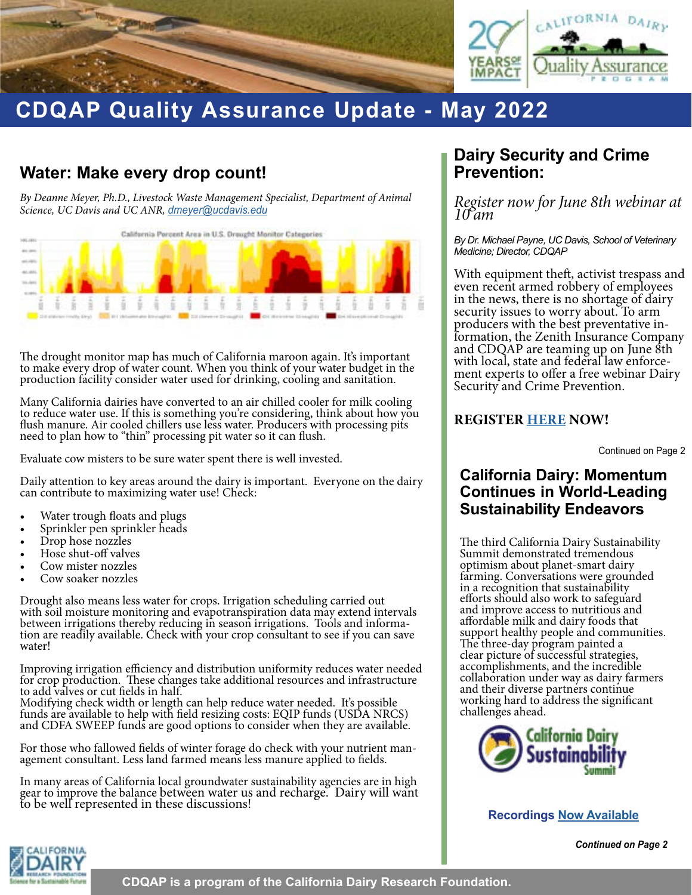# CDQAP Quality Assurance Update - May 2022

## Water: Make every drop count!

*By Deanne Meyer, Ph.D., Livestock Waste Management Specialist, Department of Animal Science, UC Davis and UC ANR, dmeyer@ucdavis.edu*

The drought monitor map has much of California maroon again. It's important to make every drop of water count. When you think of your water budget in the production facility consider water used for drinking, cooling and sanitation.

Many California dairies have converted to an air chilled cooler for milk cooling to reduce water use. If this is something you're considering, think about how you flush manure. Air cooled chillers use less water. Producers with processing pits need to plan how to "thin" processing pit water so it can flush.

Evaluate cow misters to be sure water spent there is well invested.

Daily attention to key areas around the dairy is important. Everyone on the dairy can contribute to maximizing water use! Check:

- Water trough floats and plugs
- Sprinkler pen sprinkler heads
- Drop hose nozzles
- Hose shut-off valves
- Cow mister nozzles
- Cow soaker nozzles

Drought also means less water for crops. Irrigation scheduling carried out with soil moisture monitoring and evapotranspiration data may extend intervals between irrigations thereby reducing in season irrigations. Tools and information are readily available. Check with your crop consultant to see if you can save water!

Improving irrigation efficiency and distribution uniformity reduces water needed for crop production. These changes take additional resources and infrastructure to add valves or cut fields in half.
Modifying check width or length can help reduce water needed. It's possible funds are available to help with field resizing costs: EQIP funds (USDA NRCS) and CDFA SWEEP funds are good options to consider when they are available.

For those who fallowed fields of winter forage do check with your nutrient management consultant. Less land farmed means less manure applied to fields.

In many areas of California local groundwater sustainability agencies are in high gear to improve the balance between water us and recharge. Dairy will want to be well represented in these discussions!

## Dairy Security and Crime Prevention:

*Register now for June 8th webinar at 10 am*

*By Dr. Michael Payne, UC Davis, School of Veterinary Medicine; Director, CDQAP*

With equipment theft, activist trespass and even recent armed robbery of employees in the news, there is no shortage of dairy security issues to worry about. To arm producers with the best preventative information, the Zenith Insurance Company and CDQAP are teaming up on June 8th with local, state and federal law enforcement experts to offer a free webinar Dairy Security and Crime Prevention.

**REGISTER HERE NOW!**

Continued on Page 2

## California Dairy: Momentum Continues in World-Leading Sustainability Endeavors

The third California Dairy Sustainability Summit demonstrated tremendous optimism about planet-smart dairy farming. Conversations were grounded in a recognition that sustainability efforts should also work to safeguard and improve access to nutritious and affordable milk and dairy foods that support healthy people and communities. The three-day program painted a clear picture of successful strategies, accomplishments, and the incredible collaboration under way as dairy farmers and their diverse partners continue working hard to address the significant challenges ahead.

**Recordings Now Available**

***Continued on Page 2***

CDQAP is a program of the California Dairy Research Foundation.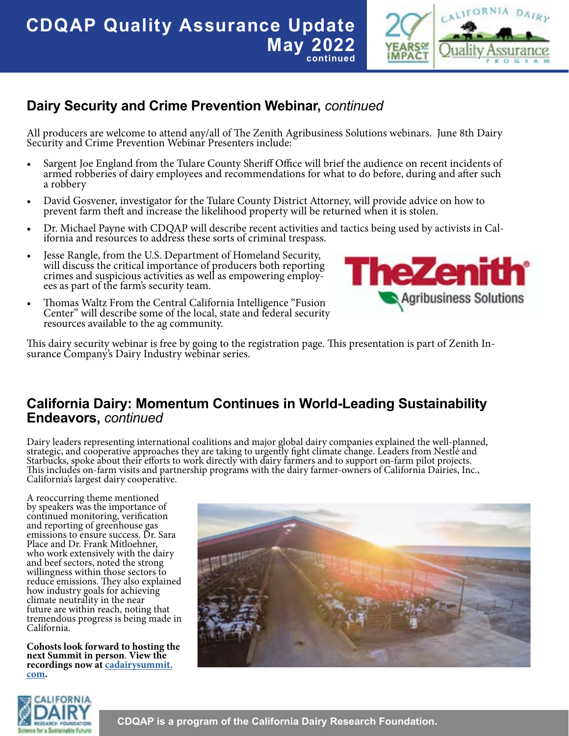## Dairy Security and Crime Prevention Webinar, *continued*

All producers are welcome to attend any/all of The Zenith Agribusiness Solutions webinars. June 8th Dairy Security and Crime Prevention Webinar Presenters include:

- Sargent Joe England from the Tulare County Sheriff Office will brief the audience on recent incidents of armed robberies of dairy employees and recommendations for what to do before, during and after such a robbery
- David Gosvener, investigator for the Tulare County District Attorney, will provide advice on how to prevent farm theft and increase the likelihood property will be returned when it is stolen.
- Dr. Michael Payne with CDQAP will describe recent activities and tactics being used by activists in California and resources to address these sorts of criminal trespass.
- Jesse Rangle, from the U.S. Department of Homeland Security, will discuss the critical importance of producers both reporting crimes and suspicious activities as well as empowering employees as part of the farm's security team.
- Thomas Waltz From the Central California Intelligence "Fusion Center" will describe some of the local, state and federal security resources available to the ag community.

This dairy security webinar is free by going to the registration page. This presentation is part of Zenith Insurance Company's Dairy Industry webinar series.

## California Dairy: Momentum Continues in World-Leading Sustainability Endeavors, *continued*

Dairy leaders representing international coalitions and major global dairy companies explained the well-planned, strategic, and cooperative approaches they are taking to urgently fight climate change. Leaders from Nestlé and Starbucks, spoke about their efforts to work directly with dairy farmers and to support on-farm pilot projects. This includes on-farm visits and partnership programs with the dairy farmer-owners of California Dairies, Inc., California's largest dairy cooperative.

A reoccurring theme mentioned by speakers was the importance of continued monitoring, verification and reporting of greenhouse gas emissions to ensure success. Dr. Sara Place and Dr. Frank Mitloehner, who work extensively with the dairy and beef sectors, noted the strong willingness within those sectors to reduce emissions. They also explained how industry goals for achieving climate neutrality in the near future are within reach, noting that tremendous progress is being made in California.

**Cohosts look forward to hosting the next Summit in person. View the recordings now at [cadairysummit.com](cadairysummit.com).**

CDQAP is a program of the California Dairy Research Foundation.